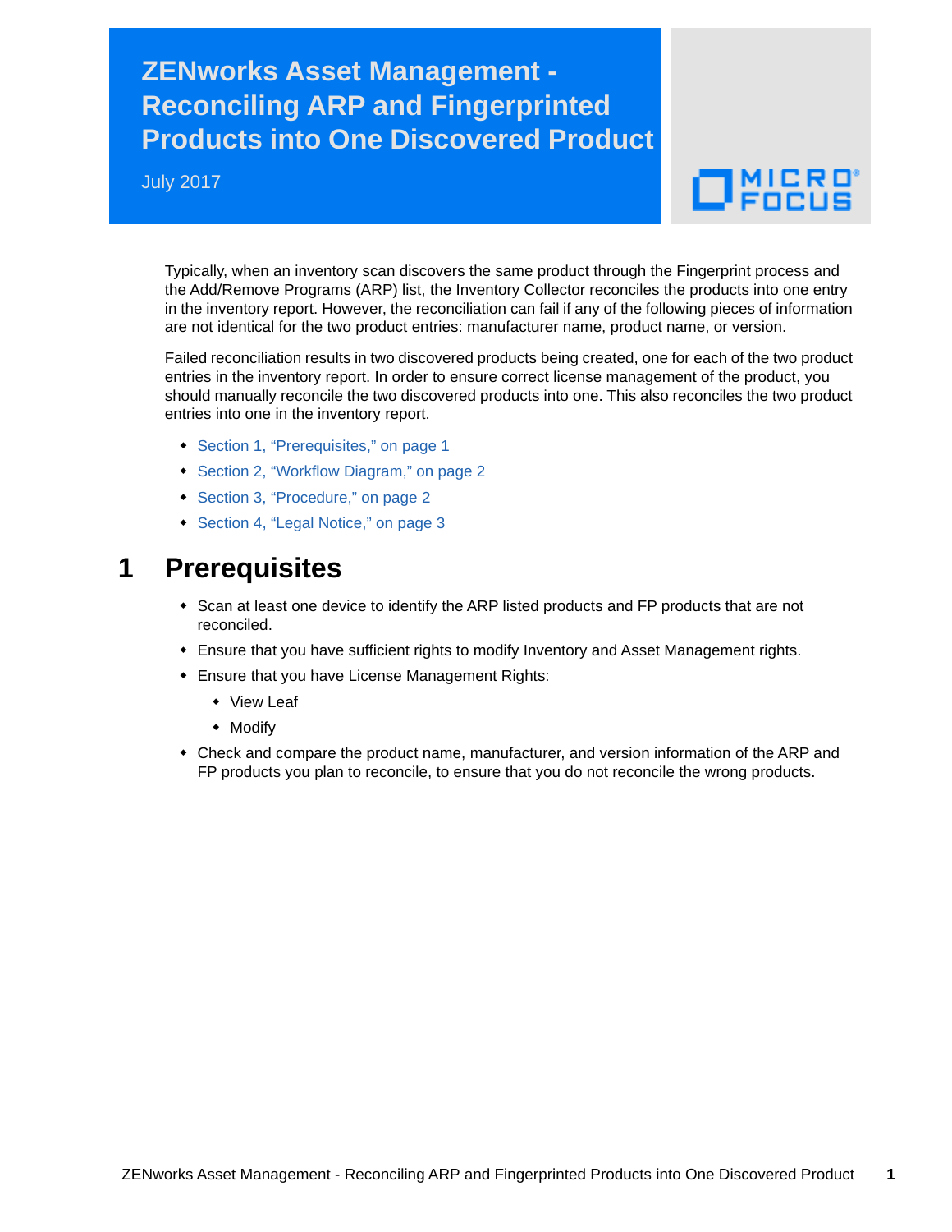# ZENworks Asset Management - Reconciling ARP and Fingerprinted Products into One Discovered Product

July 2017

Typically, when an inventory scan discovers the same product through the Fingerprint process and the Add/Remove Programs (ARP) list, the Inventory Collector reconciles the products into one entry in the inventory report. However, the reconciliation can fail if any of the following pieces of information are not identical for the two product entries: manufacturer name, product name, or version.

Failed reconciliation results in two discovered products being created, one for each of the two product entries in the inventory report. In order to ensure correct license management of the product, you should manually reconcile the two discovered products into one. This also reconciles the two product entries into one in the inventory report.

- Section 1, "Prerequisites," on page 1
- Section 2, "Workflow Diagram," on page 2
- Section 3, "Procedure," on page 2
- Section 4, "Legal Notice," on page 3

## 1 Prerequisites

- Scan at least one device to identify the ARP listed products and FP products that are not reconciled.
- Ensure that you have sufficient rights to modify Inventory and Asset Management rights.
- Ensure that you have License Management Rights:
  - View Leaf
  - Modify
- Check and compare the product name, manufacturer, and version information of the ARP and FP products you plan to reconcile, to ensure that you do not reconcile the wrong products.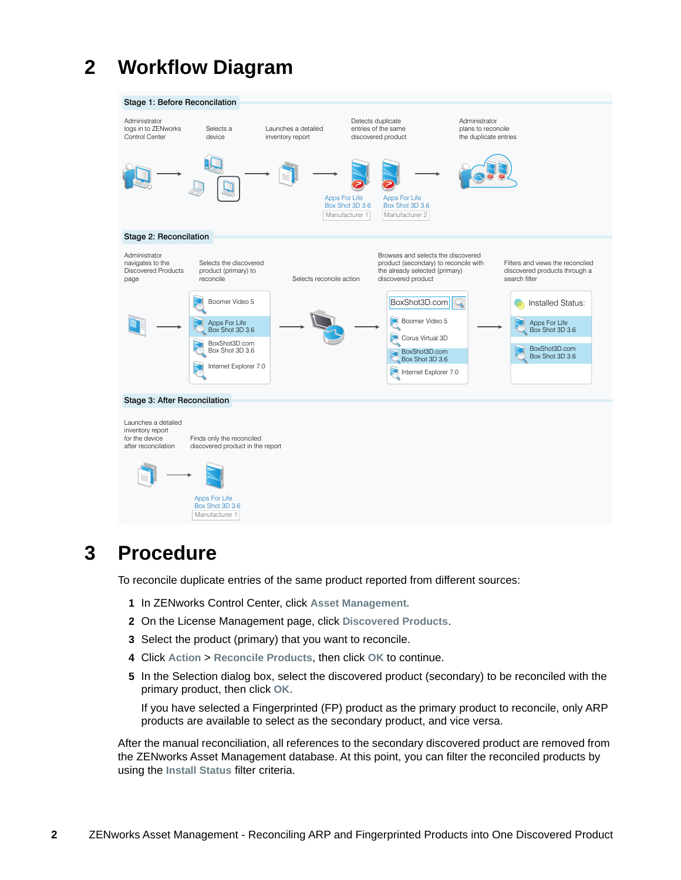## 2 Workflow Diagram

Stage 1: Before Reconciliation

Administrator logs in to ZENworks Control Center

Selects a device

Launches a detailed inventory report

Detects duplicate entries of the same discovered product

Administrator plans to reconcile the duplicate entries

Apps For Life Box Shot 3D 3.6 Manufacturer 1

Apps For Life Box Shot 3D 3.6 Manufacturer 2

Stage 2: Reconciliation

Administrator navigates to the Discovered Products page

Selects the discovered product (primary) to reconcile

Selects reconcile action

Browses and selects the discovered product (secondary) to reconcile with the already selected (primary) discovered product

Filters and views the reconciled discovered products through a search filter

Boomer Video 5

Apps For Life Box Shot 3D 3.6

BoxShot3D.com Box Shot 3D 3.6

Internet Explorer 7.0

BoxShot3D.com

Boomer Video 5

Corus Virtual 3D

BoxShot3D.com Box Shot 3D 3.6

Internet Explorer 7.0

Installed Status:

Apps For Life Box Shot 3D 3.6

BoxShot3D.com Box Shot 3D 3.6

Stage 3: After Reconciliation

Launches a detailed inventory report for the device after reconciliation

Finds only the reconciled discovered product in the report

Apps For Life Box Shot 3D 3.6 Manufacturer 1

## 3 Procedure

To reconcile duplicate entries of the same product reported from different sources:

1. In ZENworks Control Center, click **Asset Management.**
2. On the License Management page, click **Discovered Products**.
3. Select the product (primary) that you want to reconcile.
4. Click **Action** > **Reconcile Products**, then click **OK** to continue.
5. In the Selection dialog box, select the discovered product (secondary) to be reconciled with the primary product, then click **OK**.

   If you have selected a Fingerprinted (FP) product as the primary product to reconcile, only ARP products are available to select as the secondary product, and vice versa.

After the manual reconciliation, all references to the secondary discovered product are removed from the ZENworks Asset Management database. At this point, you can filter the reconciled products by using the **Install Status** filter criteria.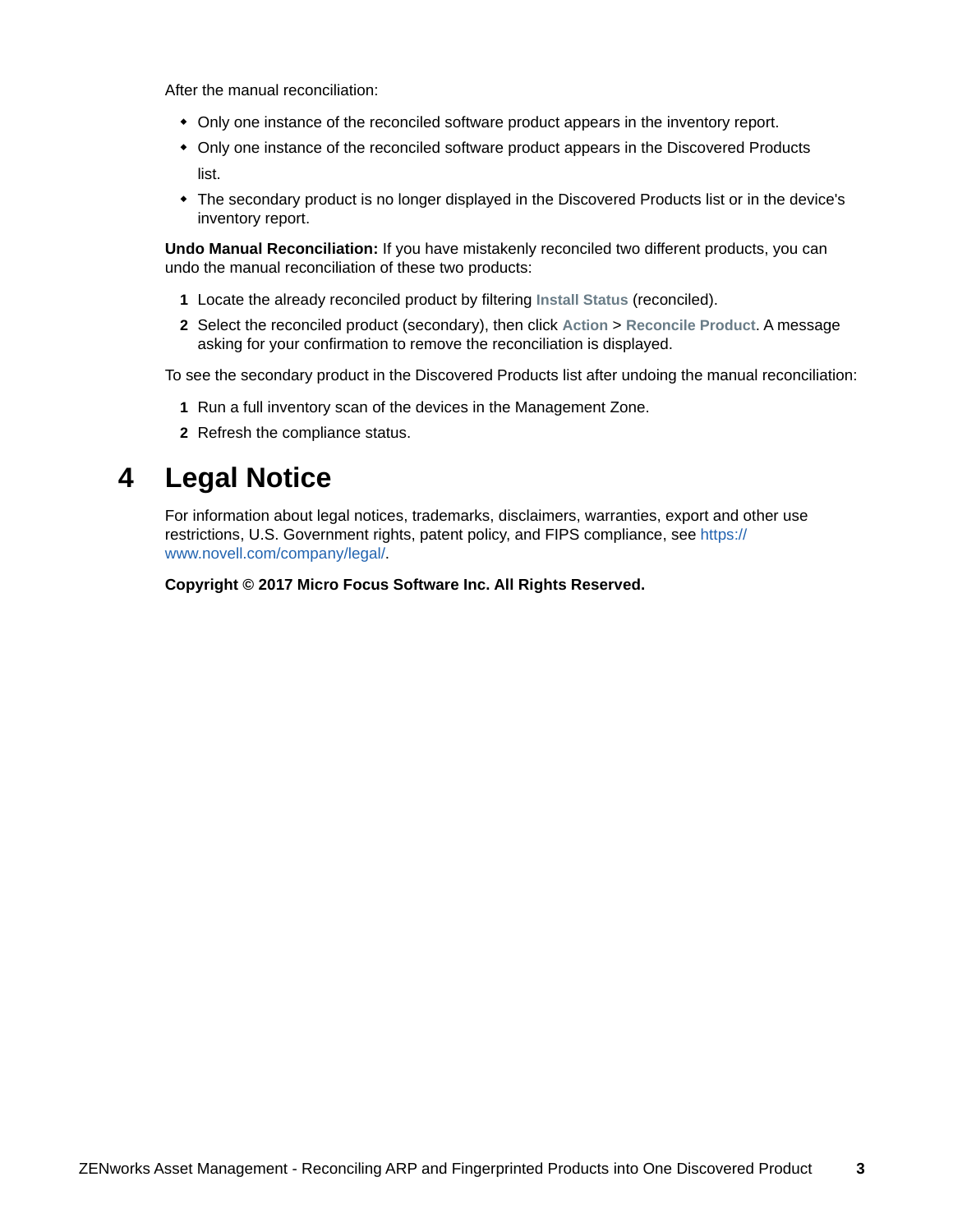After the manual reconciliation:

- Only one instance of the reconciled software product appears in the inventory report.
- Only one instance of the reconciled software product appears in the Discovered Products list.
- The secondary product is no longer displayed in the Discovered Products list or in the device's inventory report.

**Undo Manual Reconciliation:** If you have mistakenly reconciled two different products, you can undo the manual reconciliation of these two products:

1. Locate the already reconciled product by filtering **Install Status** (reconciled).
2. Select the reconciled product (secondary), then click **Action** > **Reconcile Product**. A message asking for your confirmation to remove the reconciliation is displayed.

To see the secondary product in the Discovered Products list after undoing the manual reconciliation:

1. Run a full inventory scan of the devices in the Management Zone.
2. Refresh the compliance status.

# 4 Legal Notice

For information about legal notices, trademarks, disclaimers, warranties, export and other use restrictions, U.S. Government rights, patent policy, and FIPS compliance, see [https://www.novell.com/company/legal/](https://www.novell.com/company/legal/).

**Copyright © 2017 Micro Focus Software Inc. All Rights Reserved.**